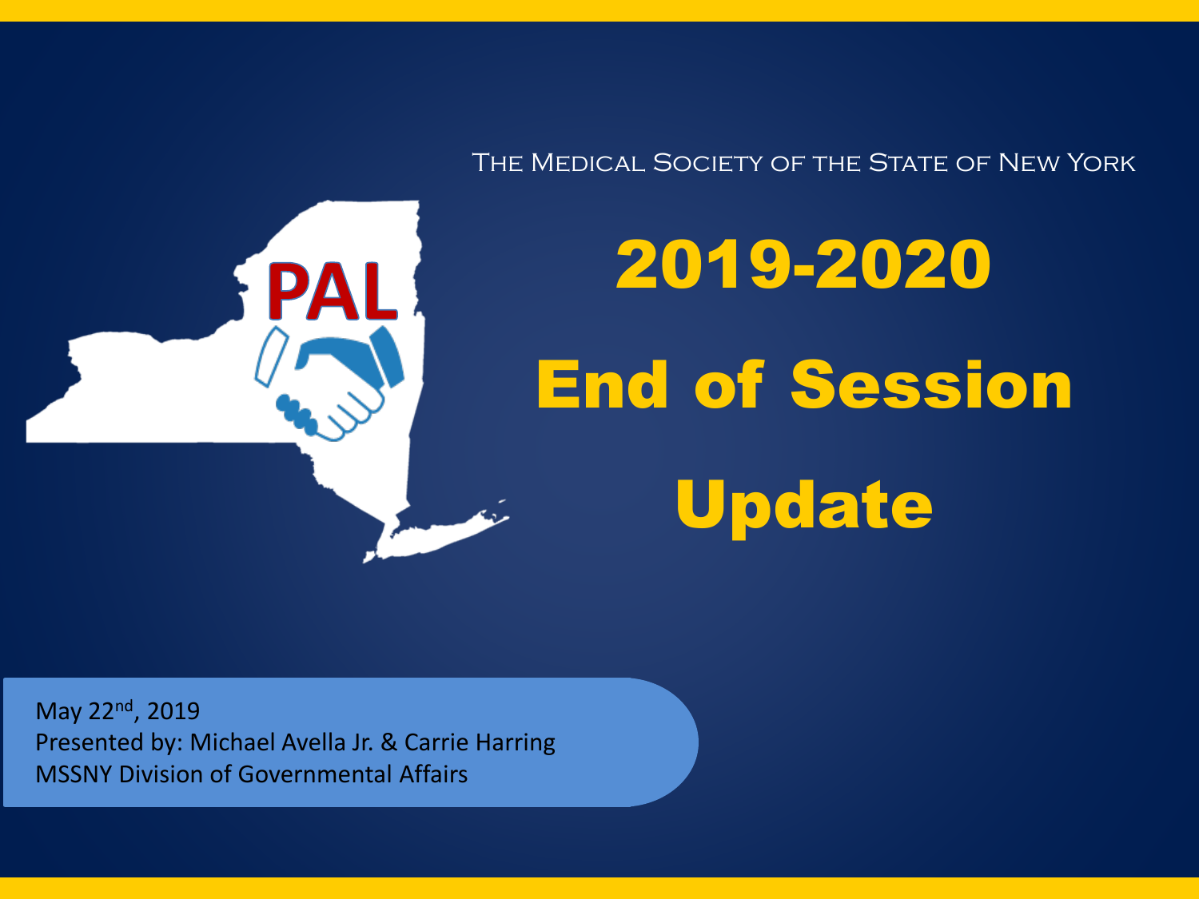The Medical Society of the State of New York

# 2019-2020 End of Session Update

May 22nd, 2019
Presented by: Michael Avella Jr. & Carrie Harring
MSSNY Division of Governmental Affairs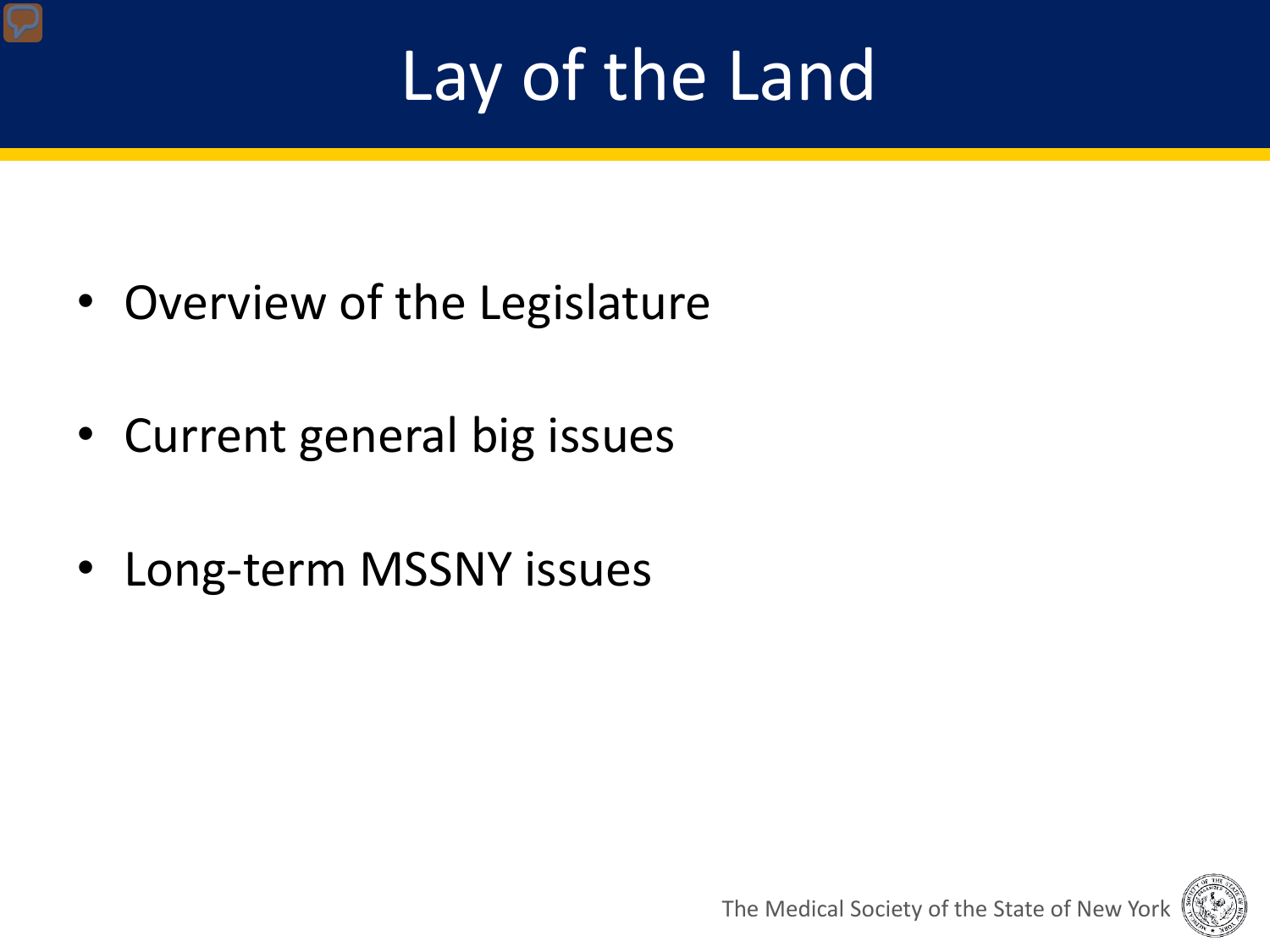# Lay of the Land

- Overview of the Legislature
- Current general big issues
- Long-term MSSNY issues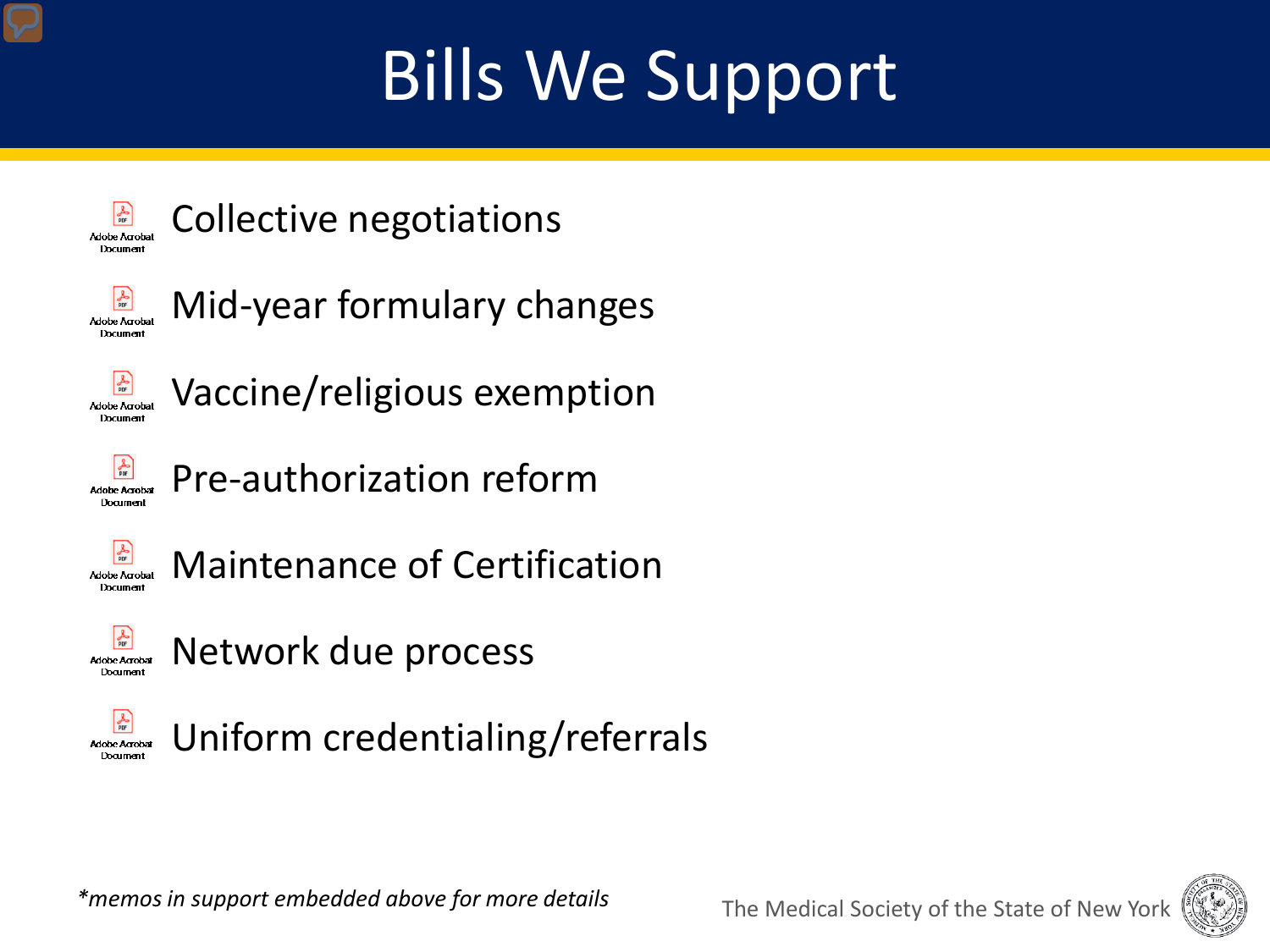# Bills We Support

- Collective negotiations
- Mid-year formulary changes
- Vaccine/religious exemption
- Pre-authorization reform
- Maintenance of Certification
- Network due process
- Uniform credentialing/referrals

*\*memos in support embedded above for more details*

The Medical Society of the State of New York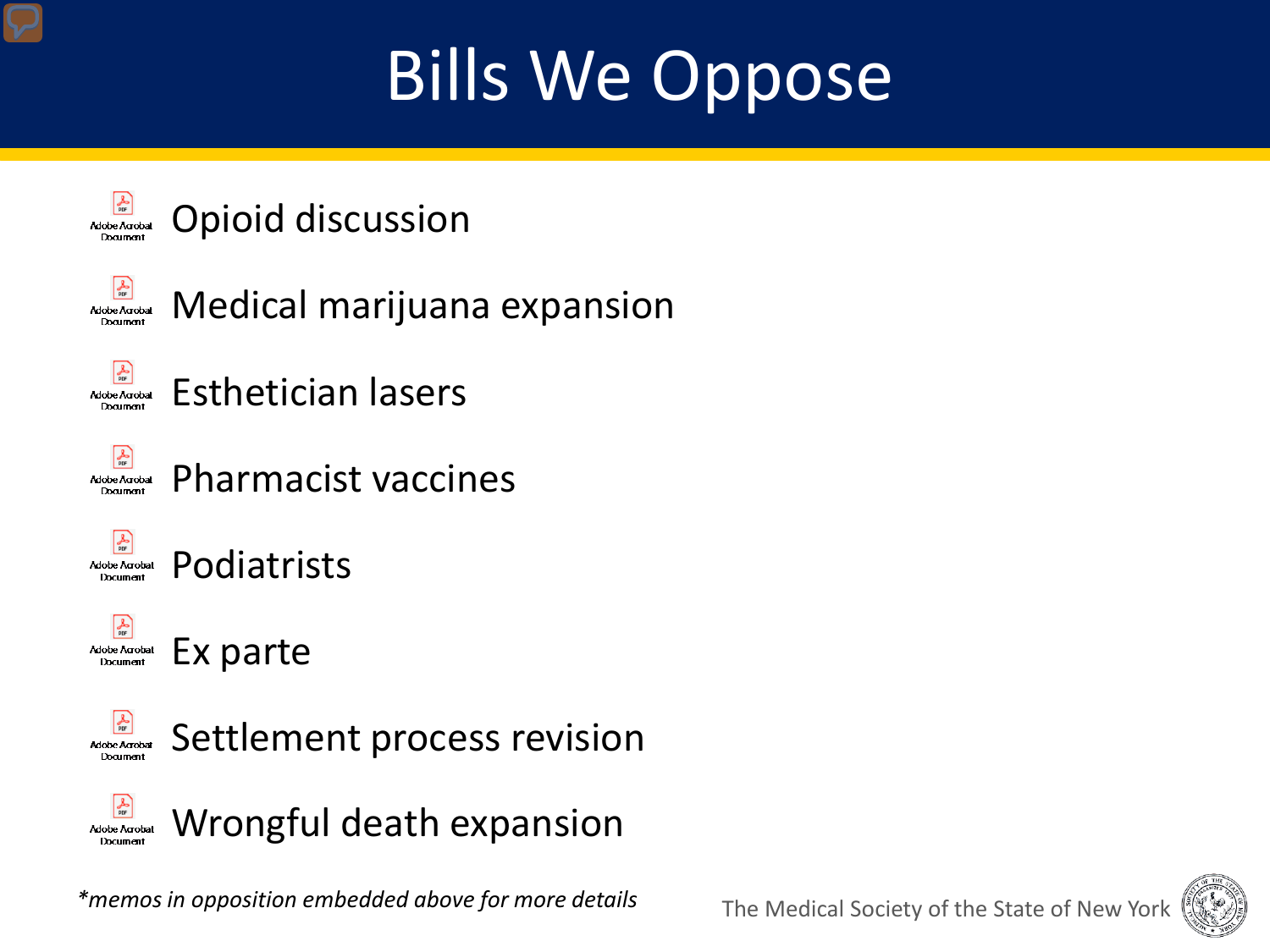# Bills We Oppose

- Opioid discussion
- Medical marijuana expansion
- Esthetician lasers
- Pharmacist vaccines
- Podiatrists
- Ex parte
- Settlement process revision
- Wrongful death expansion

*\*memos in opposition embedded above for more details*

The Medical Society of the State of New York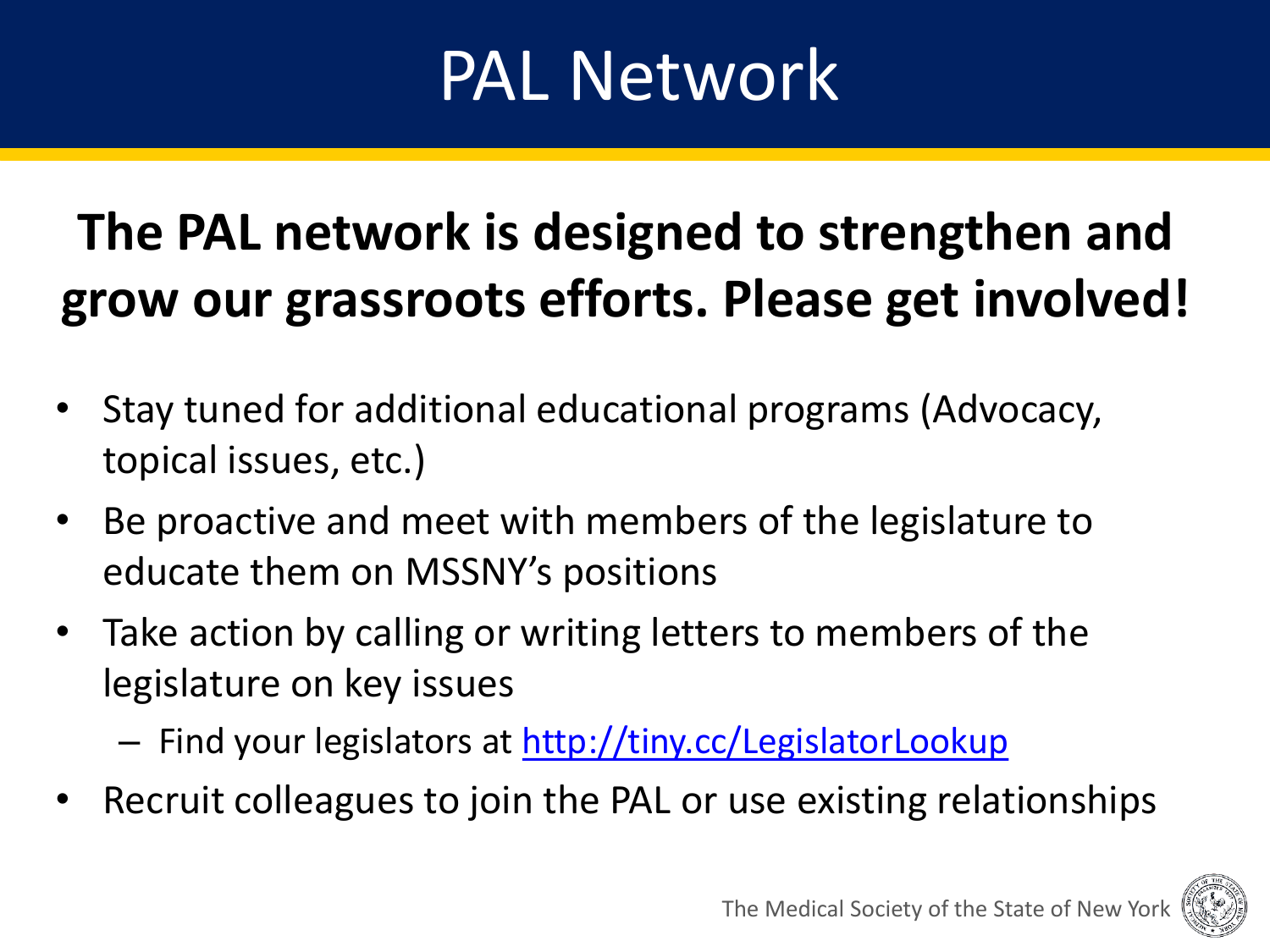# PAL Network

**The PAL network is designed to strengthen and grow our grassroots efforts. Please get involved!**

- Stay tuned for additional educational programs (Advocacy, topical issues, etc.)
- Be proactive and meet with members of the legislature to educate them on MSSNY's positions
- Take action by calling or writing letters to members of the legislature on key issues
  - Find your legislators at http://tiny.cc/LegislatorLookup
- Recruit colleagues to join the PAL or use existing relationships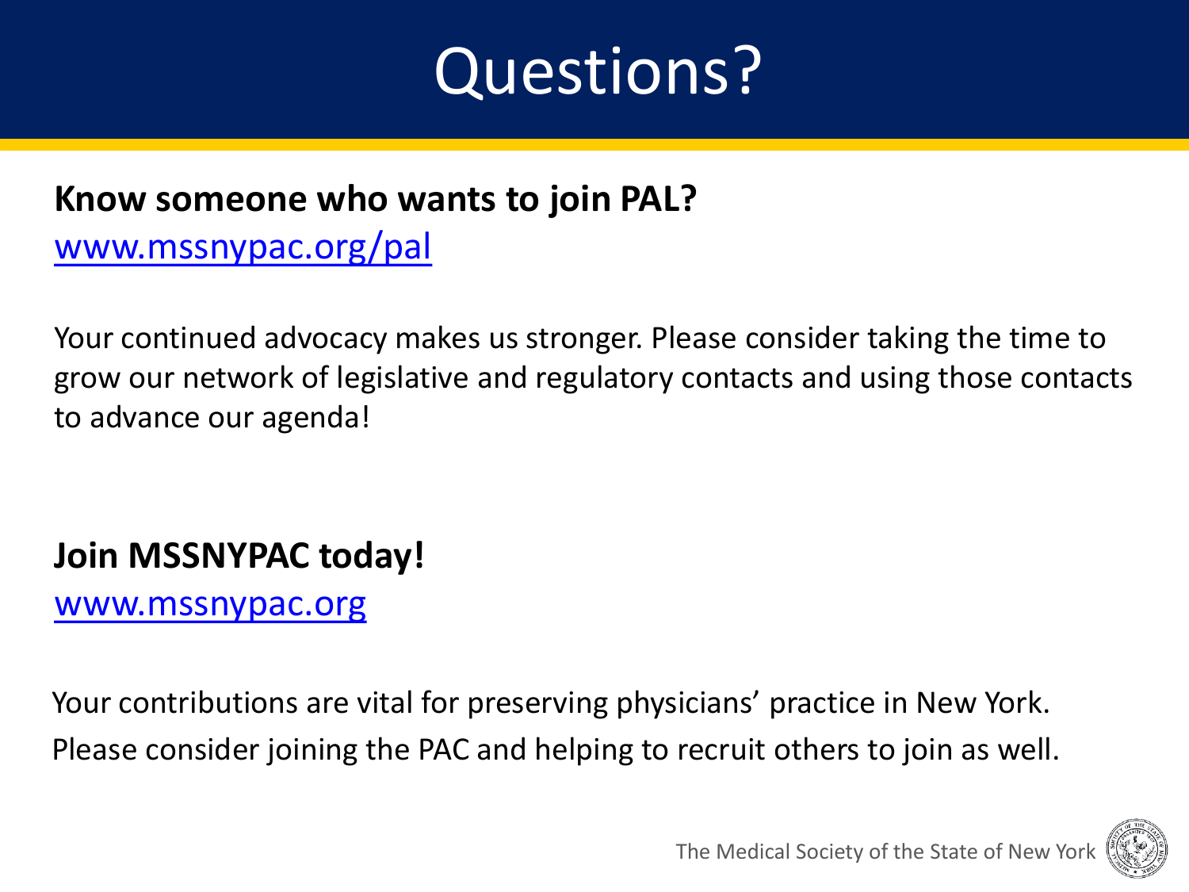# Questions?

**Know someone who wants to join PAL?**

[www.mssnypac.org/pal](http://www.mssnypac.org/pal)

Your continued advocacy makes us stronger. Please consider taking the time to grow our network of legislative and regulatory contacts and using those contacts to advance our agenda!

**Join MSSNYPAC today!**

[www.mssnypac.org](http://www.mssnypac.org)

Your contributions are vital for preserving physicians' practice in New York. Please consider joining the PAC and helping to recruit others to join as well.

The Medical Society of the State of New York